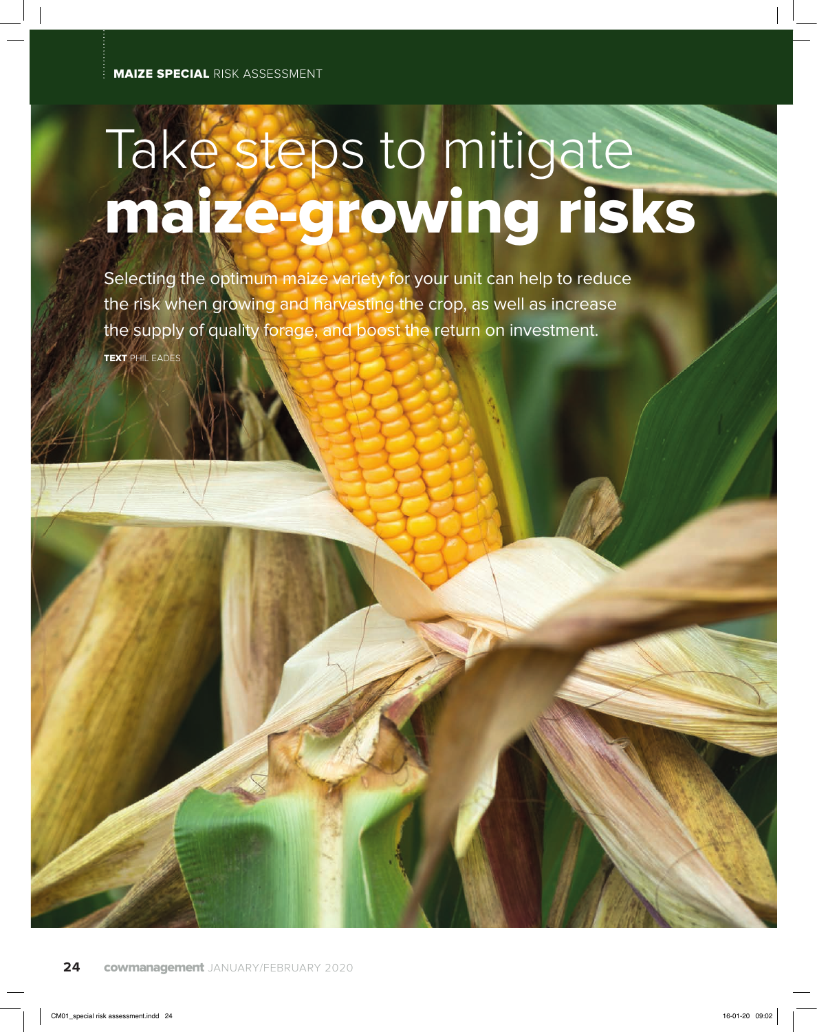MAIZE SPECIAL RISK ASSESSMENT

# Take steps to mitigate maize-growing risks

Selecting the optimum maize variety for your unit can help to reduce the risk when growing and harvesting the crop, as well as increase the supply of quality forage, and boost the return on investment.

**TEXT** PHIL EADES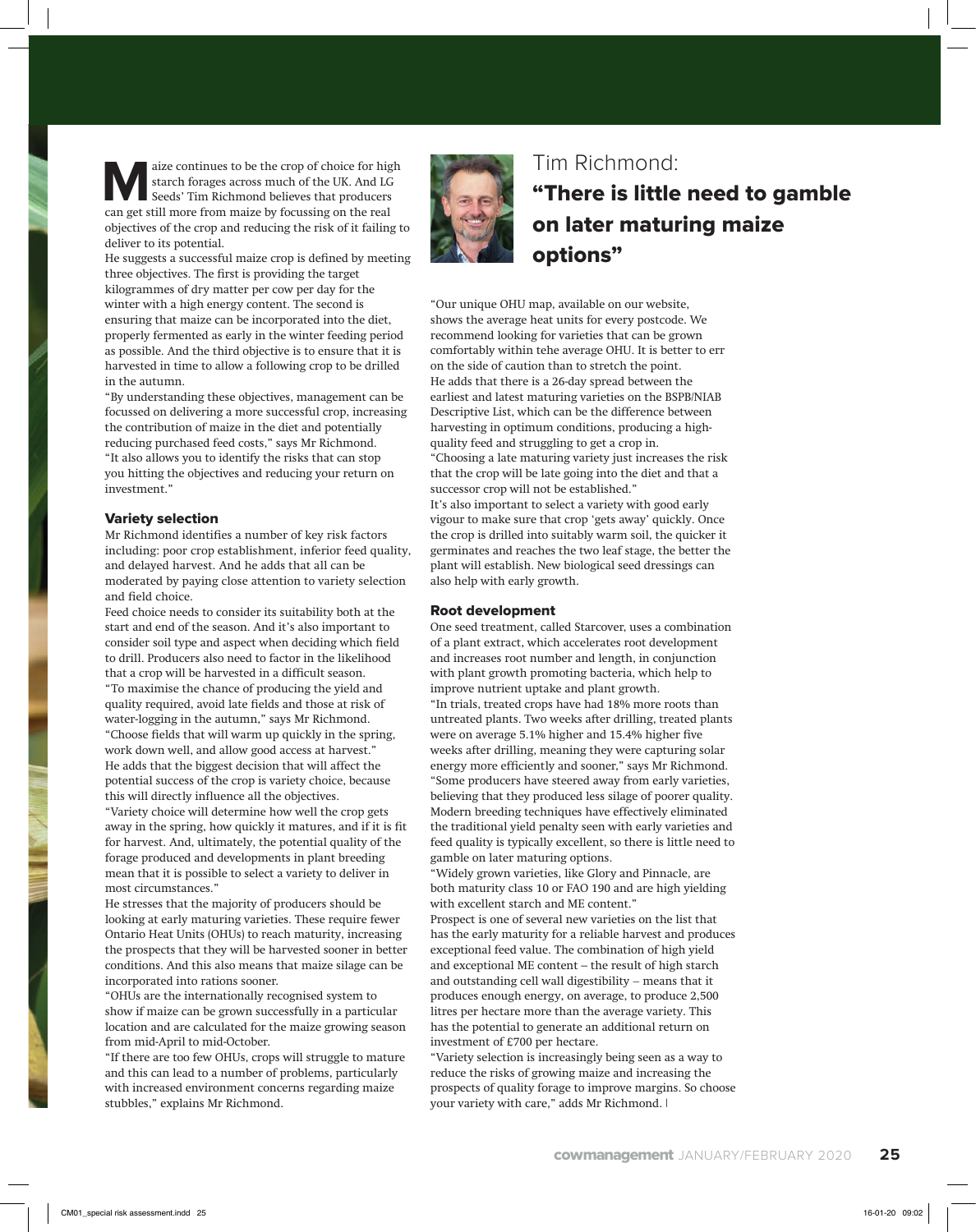Maize continues to be the crop of choice for high starch forages across much of the UK. And LG Seeds' Tim Richmond believes that producers can get still more from maize by focussing on the real objectives of the crop and reducing the risk of it failing to deliver to its potential.

He suggests a successful maize crop is defined by meeting three objectives. The first is providing the target kilogrammes of dry matter per cow per day for the winter with a high energy content. The second is ensuring that maize can be incorporated into the diet, properly fermented as early in the winter feeding period as possible. And the third objective is to ensure that it is harvested in time to allow a following crop to be drilled in the autumn.

"By understanding these objectives, management can be focussed on delivering a more successful crop, increasing the contribution of maize in the diet and potentially reducing purchased feed costs," says Mr Richmond. "It also allows you to identify the risks that can stop you hitting the objectives and reducing your return on investment."

## Variety selection

Mr Richmond identifies a number of key risk factors including: poor crop establishment, inferior feed quality, and delayed harvest. And he adds that all can be moderated by paying close attention to variety selection and field choice.

Feed choice needs to consider its suitability both at the start and end of the season. And it's also important to consider soil type and aspect when deciding which field to drill. Producers also need to factor in the likelihood that a crop will be harvested in a difficult season.

"To maximise the chance of producing the yield and quality required, avoid late fields and those at risk of water-logging in the autumn," says Mr Richmond. "Choose fields that will warm up quickly in the spring, work down well, and allow good access at harvest."

He adds that the biggest decision that will affect the potential success of the crop is variety choice, because this will directly influence all the objectives.

"Variety choice will determine how well the crop gets away in the spring, how quickly it matures, and if it is fit for harvest. And, ultimately, the potential quality of the forage produced and developments in plant breeding mean that it is possible to select a variety to deliver in most circumstances."

He stresses that the majority of producers should be looking at early maturing varieties. These require fewer Ontario Heat Units (OHUs) to reach maturity, increasing the prospects that they will be harvested sooner in better conditions. And this also means that maize silage can be incorporated into rations sooner.

"OHUs are the internationally recognised system to show if maize can be grown successfully in a particular location and are calculated for the maize growing season from mid-April to mid-October.

"If there are too few OHUs, crops will struggle to mature and this can lead to a number of problems, particularly with increased environment concerns regarding maize stubbles," explains Mr Richmond.

Tim Richmond:
**"There is little need to gamble on later maturing maize options"**

"Our unique OHU map, available on our website, shows the average heat units for every postcode. We recommend looking for varieties that can be grown comfortably within tehe average OHU. It is better to err on the side of caution than to stretch the point.

He adds that there is a 26-day spread between the earliest and latest maturing varieties on the BSPB/NIAB Descriptive List, which can be the difference between harvesting in optimum conditions, producing a high-quality feed and struggling to get a crop in.

"Choosing a late maturing variety just increases the risk that the crop will be late going into the diet and that a successor crop will not be established."

It's also important to select a variety with good early vigour to make sure that crop 'gets away' quickly. Once the crop is drilled into suitably warm soil, the quicker it germinates and reaches the two leaf stage, the better the plant will establish. New biological seed dressings can also help with early growth.

## Root development

One seed treatment, called Starcover, uses a combination of a plant extract, which accelerates root development and increases root number and length, in conjunction with plant growth promoting bacteria, which help to improve nutrient uptake and plant growth.

"In trials, treated crops have had 18% more roots than untreated plants. Two weeks after drilling, treated plants were on average 5.1% higher and 15.4% higher five weeks after drilling, meaning they were capturing solar energy more efficiently and sooner," says Mr Richmond.

"Some producers have steered away from early varieties, believing that they produced less silage of poorer quality. Modern breeding techniques have effectively eliminated the traditional yield penalty seen with early varieties and feed quality is typically excellent, so there is little need to gamble on later maturing options.

"Widely grown varieties, like Glory and Pinnacle, are both maturity class 10 or FAO 190 and are high yielding with excellent starch and ME content."

Prospect is one of several new varieties on the list that has the early maturity for a reliable harvest and produces exceptional feed value. The combination of high yield and exceptional ME content – the result of high starch and outstanding cell wall digestibility – means that it produces enough energy, on average, to produce 2,500 litres per hectare more than the average variety. This has the potential to generate an additional return on investment of £700 per hectare.

"Variety selection is increasingly being seen as a way to reduce the risks of growing maize and increasing the prospects of quality forage to improve margins. So choose your variety with care," adds Mr Richmond.